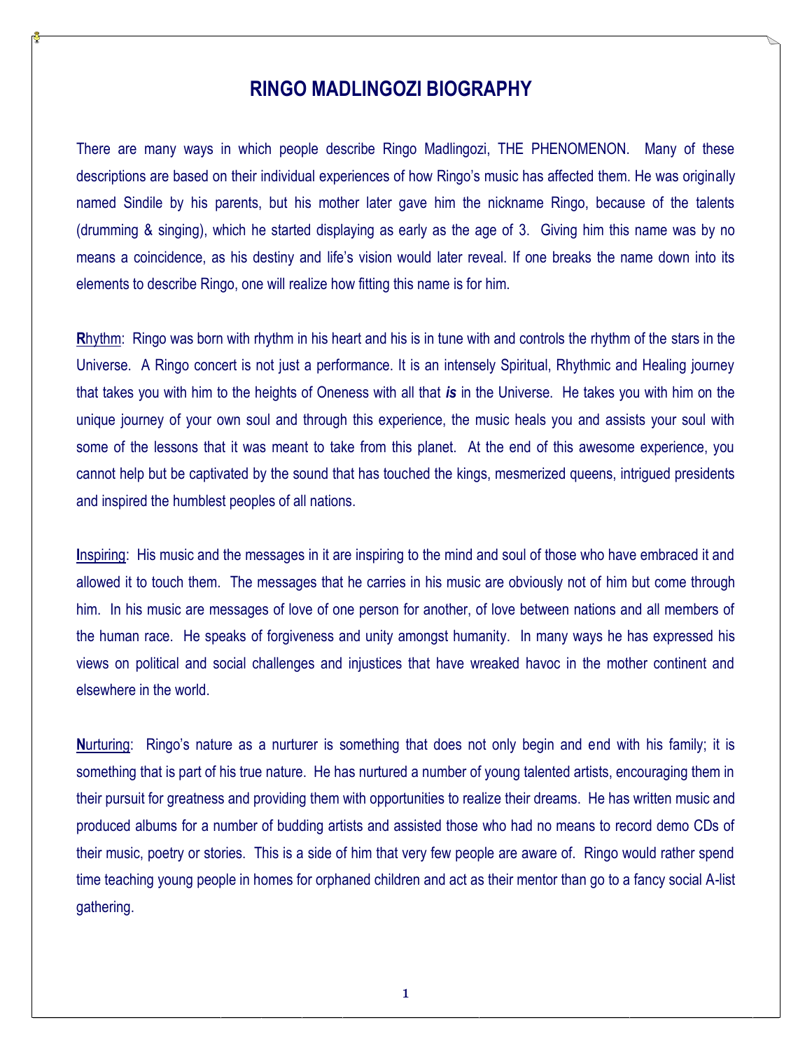# RINGO MADLINGOZI BIOGRAPHY

There are many ways in which people describe Ringo Madlingozi, THE PHENOMENON. Many of these descriptions are based on their individual experiences of how Ringo's music has affected them. He was originally named Sindile by his parents, but his mother later gave him the nickname Ringo, because of the talents (drumming & singing), which he started displaying as early as the age of 3. Giving him this name was by no means a coincidence, as his destiny and life's vision would later reveal. If one breaks the name down into its elements to describe Ringo, one will realize how fitting this name is for him.

**R**hythm: Ringo was born with rhythm in his heart and his is in tune with and controls the rhythm of the stars in the Universe. A Ringo concert is not just a performance. It is an intensely Spiritual, Rhythmic and Healing journey that takes you with him to the heights of Oneness with all that ***is*** in the Universe. He takes you with him on the unique journey of your own soul and through this experience, the music heals you and assists your soul with some of the lessons that it was meant to take from this planet. At the end of this awesome experience, you cannot help but be captivated by the sound that has touched the kings, mesmerized queens, intrigued presidents and inspired the humblest peoples of all nations.

**I**nspiring: His music and the messages in it are inspiring to the mind and soul of those who have embraced it and allowed it to touch them. The messages that he carries in his music are obviously not of him but come through him. In his music are messages of love of one person for another, of love between nations and all members of the human race. He speaks of forgiveness and unity amongst humanity. In many ways he has expressed his views on political and social challenges and injustices that have wreaked havoc in the mother continent and elsewhere in the world.

**N**urturing: Ringo's nature as a nurturer is something that does not only begin and end with his family; it is something that is part of his true nature. He has nurtured a number of young talented artists, encouraging them in their pursuit for greatness and providing them with opportunities to realize their dreams. He has written music and produced albums for a number of budding artists and assisted those who had no means to record demo CDs of their music, poetry or stories. This is a side of him that very few people are aware of. Ringo would rather spend time teaching young people in homes for orphaned children and act as their mentor than go to a fancy social A-list gathering.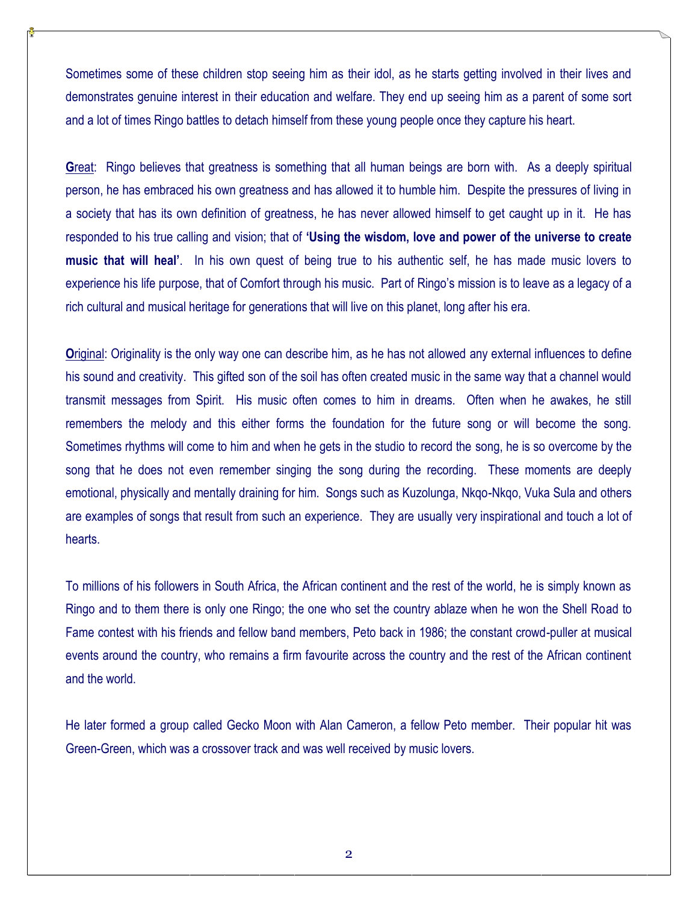Sometimes some of these children stop seeing him as their idol, as he starts getting involved in their lives and demonstrates genuine interest in their education and welfare. They end up seeing him as a parent of some sort and a lot of times Ringo battles to detach himself from these young people once they capture his heart.

**G**<u>reat</u>: Ringo believes that greatness is something that all human beings are born with. As a deeply spiritual person, he has embraced his own greatness and has allowed it to humble him. Despite the pressures of living in a society that has its own definition of greatness, he has never allowed himself to get caught up in it. He has responded to his true calling and vision; that of **'Using the wisdom, love and power of the universe to create music that will heal'**. In his own quest of being true to his authentic self, he has made music lovers to experience his life purpose, that of Comfort through his music. Part of Ringo's mission is to leave as a legacy of a rich cultural and musical heritage for generations that will live on this planet, long after his era.

**O**<u>riginal</u>: Originality is the only way one can describe him, as he has not allowed any external influences to define his sound and creativity. This gifted son of the soil has often created music in the same way that a channel would transmit messages from Spirit. His music often comes to him in dreams. Often when he awakes, he still remembers the melody and this either forms the foundation for the future song or will become the song. Sometimes rhythms will come to him and when he gets in the studio to record the song, he is so overcome by the song that he does not even remember singing the song during the recording. These moments are deeply emotional, physically and mentally draining for him. Songs such as Kuzolunga, Nkqo-Nkqo, Vuka Sula and others are examples of songs that result from such an experience. They are usually very inspirational and touch a lot of hearts.

To millions of his followers in South Africa, the African continent and the rest of the world, he is simply known as Ringo and to them there is only one Ringo; the one who set the country ablaze when he won the Shell Road to Fame contest with his friends and fellow band members, Peto back in 1986; the constant crowd-puller at musical events around the country, who remains a firm favourite across the country and the rest of the African continent and the world.

He later formed a group called Gecko Moon with Alan Cameron, a fellow Peto member. Their popular hit was Green-Green, which was a crossover track and was well received by music lovers.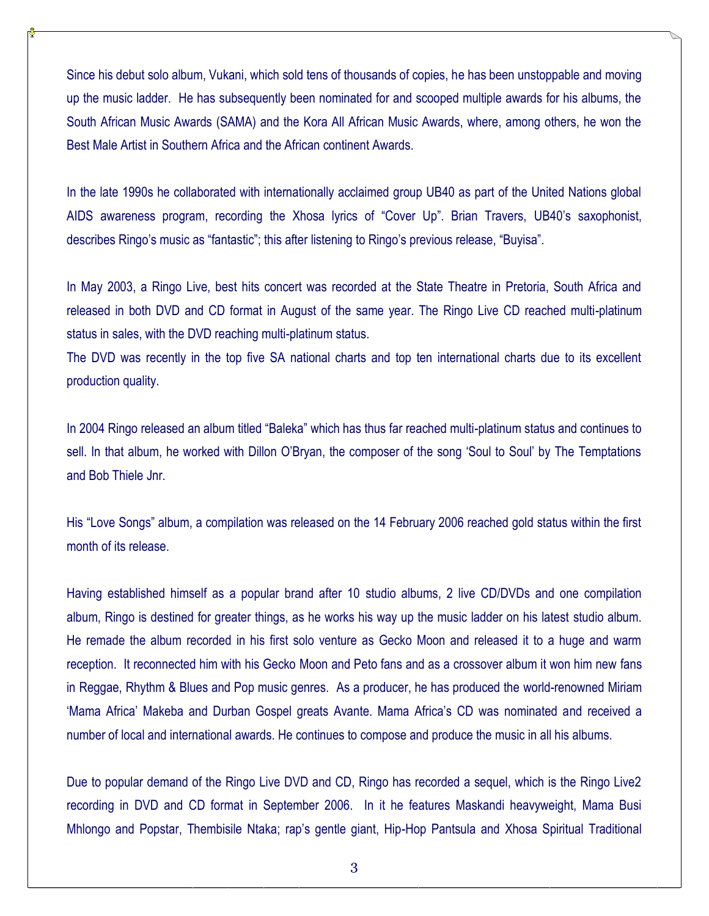Since his debut solo album, Vukani, which sold tens of thousands of copies, he has been unstoppable and moving up the music ladder. He has subsequently been nominated for and scooped multiple awards for his albums, the South African Music Awards (SAMA) and the Kora All African Music Awards, where, among others, he won the Best Male Artist in Southern Africa and the African continent Awards.

In the late 1990s he collaborated with internationally acclaimed group UB40 as part of the United Nations global AIDS awareness program, recording the Xhosa lyrics of "Cover Up". Brian Travers, UB40's saxophonist, describes Ringo's music as "fantastic"; this after listening to Ringo's previous release, "Buyisa".

In May 2003, a Ringo Live, best hits concert was recorded at the State Theatre in Pretoria, South Africa and released in both DVD and CD format in August of the same year. The Ringo Live CD reached multi-platinum status in sales, with the DVD reaching multi-platinum status.
The DVD was recently in the top five SA national charts and top ten international charts due to its excellent production quality.

In 2004 Ringo released an album titled "Baleka" which has thus far reached multi-platinum status and continues to sell. In that album, he worked with Dillon O'Bryan, the composer of the song 'Soul to Soul' by The Temptations and Bob Thiele Jnr.

His "Love Songs" album, a compilation was released on the 14 February 2006 reached gold status within the first month of its release.

Having established himself as a popular brand after 10 studio albums, 2 live CD/DVDs and one compilation album, Ringo is destined for greater things, as he works his way up the music ladder on his latest studio album. He remade the album recorded in his first solo venture as Gecko Moon and released it to a huge and warm reception. It reconnected him with his Gecko Moon and Peto fans and as a crossover album it won him new fans in Reggae, Rhythm & Blues and Pop music genres. As a producer, he has produced the world-renowned Miriam 'Mama Africa' Makeba and Durban Gospel greats Avante. Mama Africa's CD was nominated and received a number of local and international awards. He continues to compose and produce the music in all his albums.

Due to popular demand of the Ringo Live DVD and CD, Ringo has recorded a sequel, which is the Ringo Live2 recording in DVD and CD format in September 2006. In it he features Maskandi heavyweight, Mama Busi Mhlongo and Popstar, Thembisile Ntaka; rap's gentle giant, Hip-Hop Pantsula and Xhosa Spiritual Traditional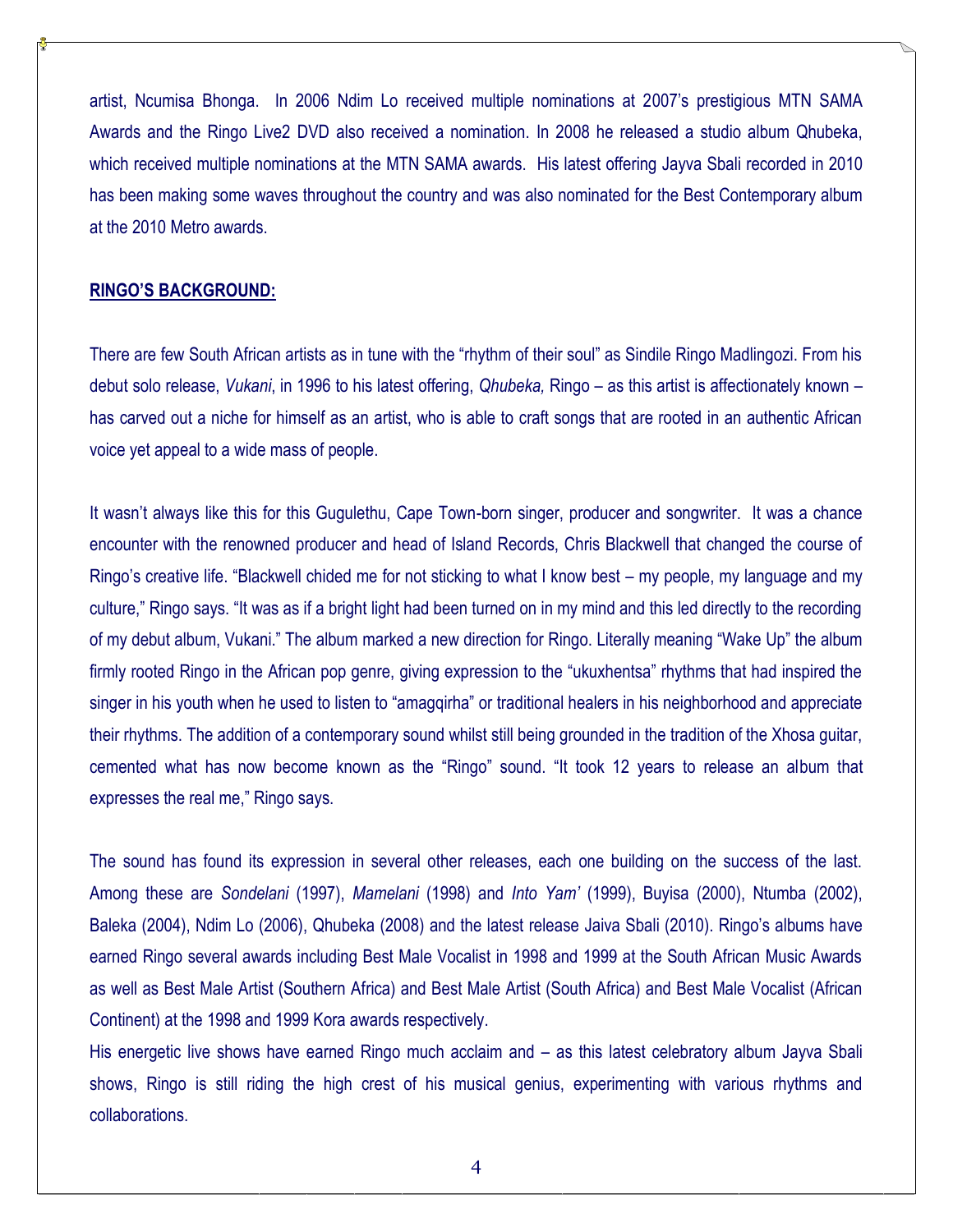artist, Ncumisa Bhonga. In 2006 Ndim Lo received multiple nominations at 2007's prestigious MTN SAMA Awards and the Ringo Live2 DVD also received a nomination. In 2008 he released a studio album Qhubeka, which received multiple nominations at the MTN SAMA awards. His latest offering Jayva Sbali recorded in 2010 has been making some waves throughout the country and was also nominated for the Best Contemporary album at the 2010 Metro awards.

**RINGO'S BACKGROUND:**

There are few South African artists as in tune with the "rhythm of their soul" as Sindile Ringo Madlingozi. From his debut solo release, *Vukani*, in 1996 to his latest offering, *Qhubeka,* Ringo – as this artist is affectionately known – has carved out a niche for himself as an artist, who is able to craft songs that are rooted in an authentic African voice yet appeal to a wide mass of people.

It wasn't always like this for this Gugulethu, Cape Town-born singer, producer and songwriter. It was a chance encounter with the renowned producer and head of Island Records, Chris Blackwell that changed the course of Ringo's creative life. "Blackwell chided me for not sticking to what I know best – my people, my language and my culture," Ringo says. "It was as if a bright light had been turned on in my mind and this led directly to the recording of my debut album, Vukani." The album marked a new direction for Ringo. Literally meaning "Wake Up" the album firmly rooted Ringo in the African pop genre, giving expression to the "ukuxhentsa" rhythms that had inspired the singer in his youth when he used to listen to "amagqirha" or traditional healers in his neighborhood and appreciate their rhythms. The addition of a contemporary sound whilst still being grounded in the tradition of the Xhosa guitar, cemented what has now become known as the "Ringo" sound. "It took 12 years to release an album that expresses the real me," Ringo says.

The sound has found its expression in several other releases, each one building on the success of the last. Among these are *Sondelani* (1997), *Mamelani* (1998) and *Into Yam'* (1999), Buyisa (2000), Ntumba (2002), Baleka (2004), Ndim Lo (2006), Qhubeka (2008) and the latest release Jaiva Sbali (2010). Ringo's albums have earned Ringo several awards including Best Male Vocalist in 1998 and 1999 at the South African Music Awards as well as Best Male Artist (Southern Africa) and Best Male Artist (South Africa) and Best Male Vocalist (African Continent) at the 1998 and 1999 Kora awards respectively.

His energetic live shows have earned Ringo much acclaim and – as this latest celebratory album Jayva Sbali shows, Ringo is still riding the high crest of his musical genius, experimenting with various rhythms and collaborations.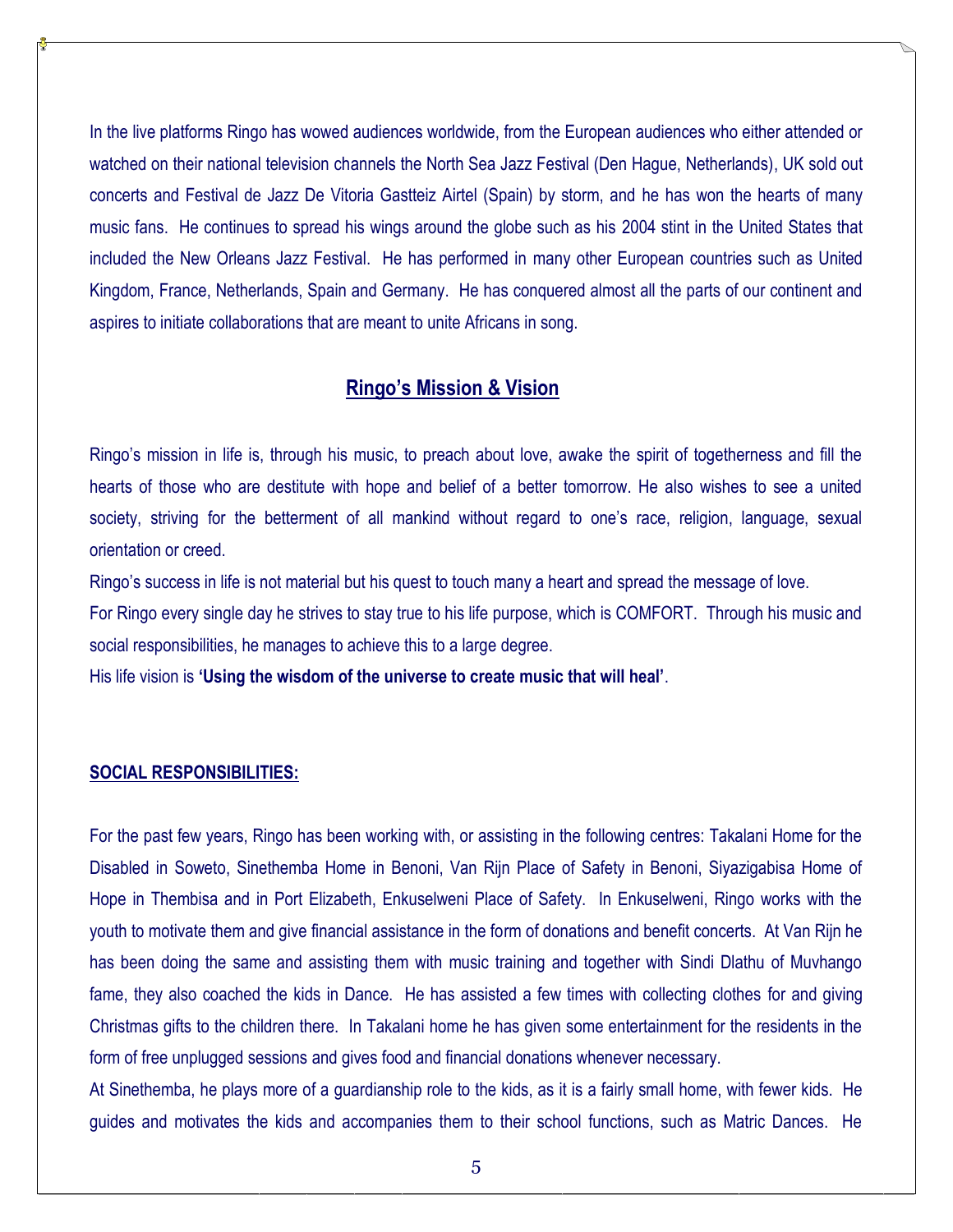In the live platforms Ringo has wowed audiences worldwide, from the European audiences who either attended or watched on their national television channels the North Sea Jazz Festival (Den Hague, Netherlands), UK sold out concerts and Festival de Jazz De Vitoria Gastteiz Airtel (Spain) by storm, and he has won the hearts of many music fans. He continues to spread his wings around the globe such as his 2004 stint in the United States that included the New Orleans Jazz Festival. He has performed in many other European countries such as United Kingdom, France, Netherlands, Spain and Germany. He has conquered almost all the parts of our continent and aspires to initiate collaborations that are meant to unite Africans in song.

## Ringo's Mission & Vision

Ringo's mission in life is, through his music, to preach about love, awake the spirit of togetherness and fill the hearts of those who are destitute with hope and belief of a better tomorrow. He also wishes to see a united society, striving for the betterment of all mankind without regard to one's race, religion, language, sexual orientation or creed.

Ringo's success in life is not material but his quest to touch many a heart and spread the message of love.

For Ringo every single day he strives to stay true to his life purpose, which is COMFORT. Through his music and social responsibilities, he manages to achieve this to a large degree.

His life vision is **'Using the wisdom of the universe to create music that will heal'**.

### SOCIAL RESPONSIBILITIES:

For the past few years, Ringo has been working with, or assisting in the following centres: Takalani Home for the Disabled in Soweto, Sinethemba Home in Benoni, Van Rijn Place of Safety in Benoni, Siyazigabisa Home of Hope in Thembisa and in Port Elizabeth, Enkuselweni Place of Safety. In Enkuselweni, Ringo works with the youth to motivate them and give financial assistance in the form of donations and benefit concerts. At Van Rijn he has been doing the same and assisting them with music training and together with Sindi Dlathu of Muvhango fame, they also coached the kids in Dance. He has assisted a few times with collecting clothes for and giving Christmas gifts to the children there. In Takalani home he has given some entertainment for the residents in the form of free unplugged sessions and gives food and financial donations whenever necessary.

At Sinethemba, he plays more of a guardianship role to the kids, as it is a fairly small home, with fewer kids. He guides and motivates the kids and accompanies them to their school functions, such as Matric Dances. He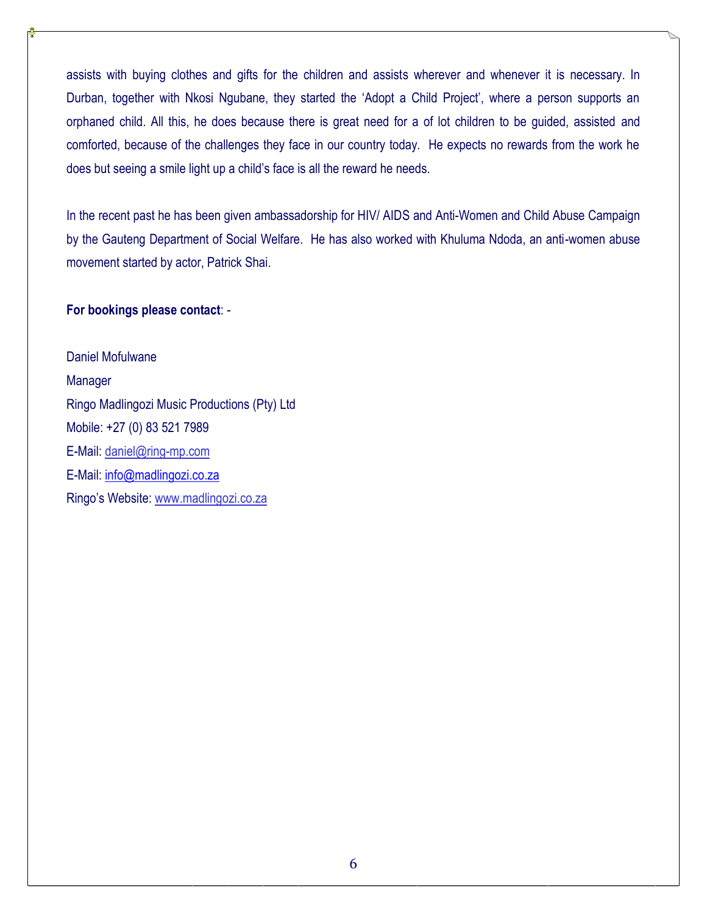assists with buying clothes and gifts for the children and assists wherever and whenever it is necessary. In Durban, together with Nkosi Ngubane, they started the 'Adopt a Child Project', where a person supports an orphaned child. All this, he does because there is great need for a of lot children to be guided, assisted and comforted, because of the challenges they face in our country today. He expects no rewards from the work he does but seeing a smile light up a child's face is all the reward he needs.

In the recent past he has been given ambassadorship for HIV/ AIDS and Anti-Women and Child Abuse Campaign by the Gauteng Department of Social Welfare. He has also worked with Khuluma Ndoda, an anti-women abuse movement started by actor, Patrick Shai.

**For bookings please contact**: -

Daniel Mofulwane  
Manager  
Ringo Madlingozi Music Productions (Pty) Ltd  
Mobile: +27 (0) 83 521 7989  
E-Mail: daniel@ring-mp.com  
E-Mail: info@madlingozi.co.za  
Ringo's Website: www.madlingozi.co.za